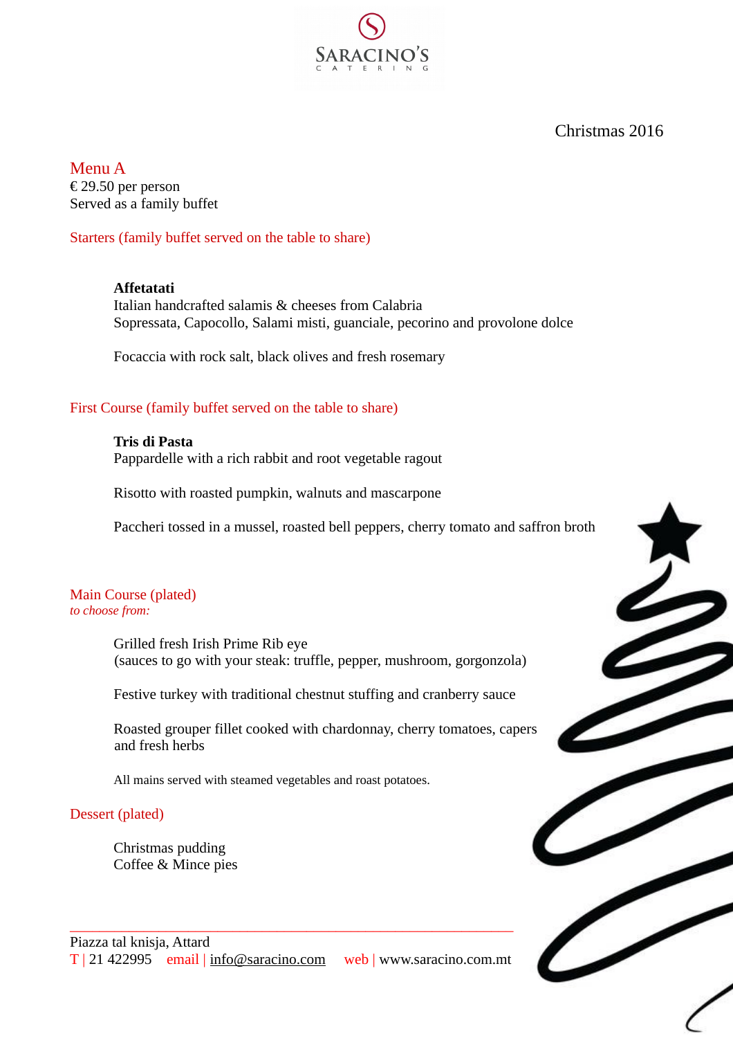SARACINO'S CATERING

Christmas 2016

## Menu A

€ 29.50 per person
Served as a family buffet

### Starters (family buffet served on the table to share)

**Affetatati**
Italian handcrafted salamis & cheeses from Calabria
Sopressata, Capocollo, Salami misti, guanciale, pecorino and provolone dolce

Focaccia with rock salt, black olives and fresh rosemary

### First Course (family buffet served on the table to share)

**Tris di Pasta**
Pappardelle with a rich rabbit and root vegetable ragout

Risotto with roasted pumpkin, walnuts and mascarpone

Paccheri tossed in a mussel, roasted bell peppers, cherry tomato and saffron broth

### Main Course (plated)

*to choose from:*

Grilled fresh Irish Prime Rib eye
(sauces to go with your steak: truffle, pepper, mushroom, gorgonzola)

Festive turkey with traditional chestnut stuffing and cranberry sauce

Roasted grouper fillet cooked with chardonnay, cherry tomatoes, capers and fresh herbs

All mains served with steamed vegetables and roast potatoes.

### Dessert (plated)

Christmas pudding
Coffee & Mince pies

---

Piazza tal knisja, Attard
T | 21 422995 email | info@saracino.com web | www.saracino.com.mt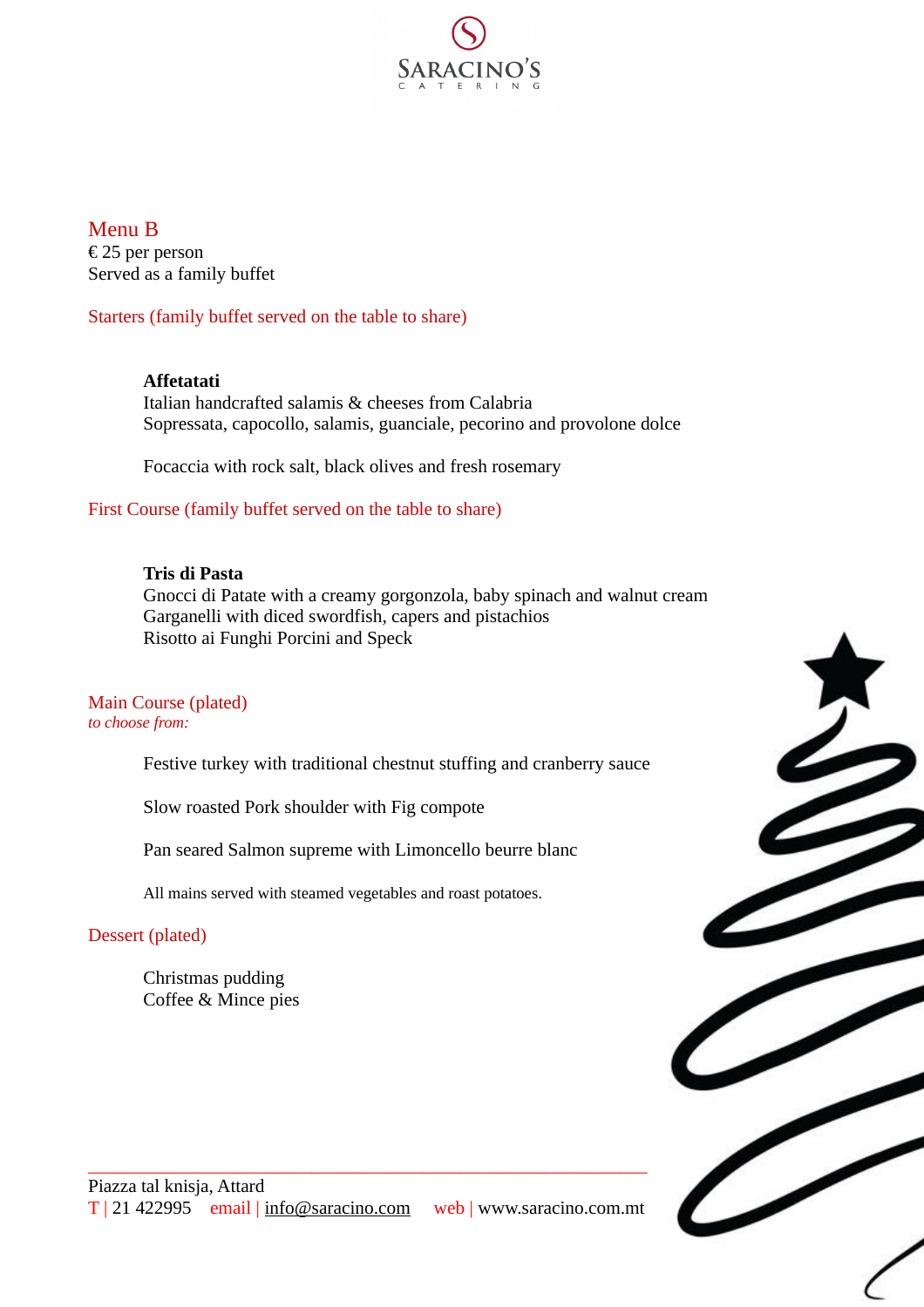SARACINO'S
CATERING

## Menu B

€ 25 per person
Served as a family buffet

### Starters (family buffet served on the table to share)

**Affetatati**
Italian handcrafted salamis & cheeses from Calabria
Sopressata, capocollo, salamis, guanciale, pecorino and provolone dolce

Focaccia with rock salt, black olives and fresh rosemary

### First Course (family buffet served on the table to share)

**Tris di Pasta**
Gnocci di Patate with a creamy gorgonzola, baby spinach and walnut cream
Garganelli with diced swordfish, capers and pistachios
Risotto ai Funghi Porcini and Speck

### Main Course (plated)

*to choose from:*

Festive turkey with traditional chestnut stuffing and cranberry sauce

Slow roasted Pork shoulder with Fig compote

Pan seared Salmon supreme with Limoncello beurre blanc

All mains served with steamed vegetables and roast potatoes.

### Dessert (plated)

Christmas pudding
Coffee & Mince pies

---

Piazza tal knisja, Attard
T | 21 422995 email | info@saracino.com web | www.saracino.com.mt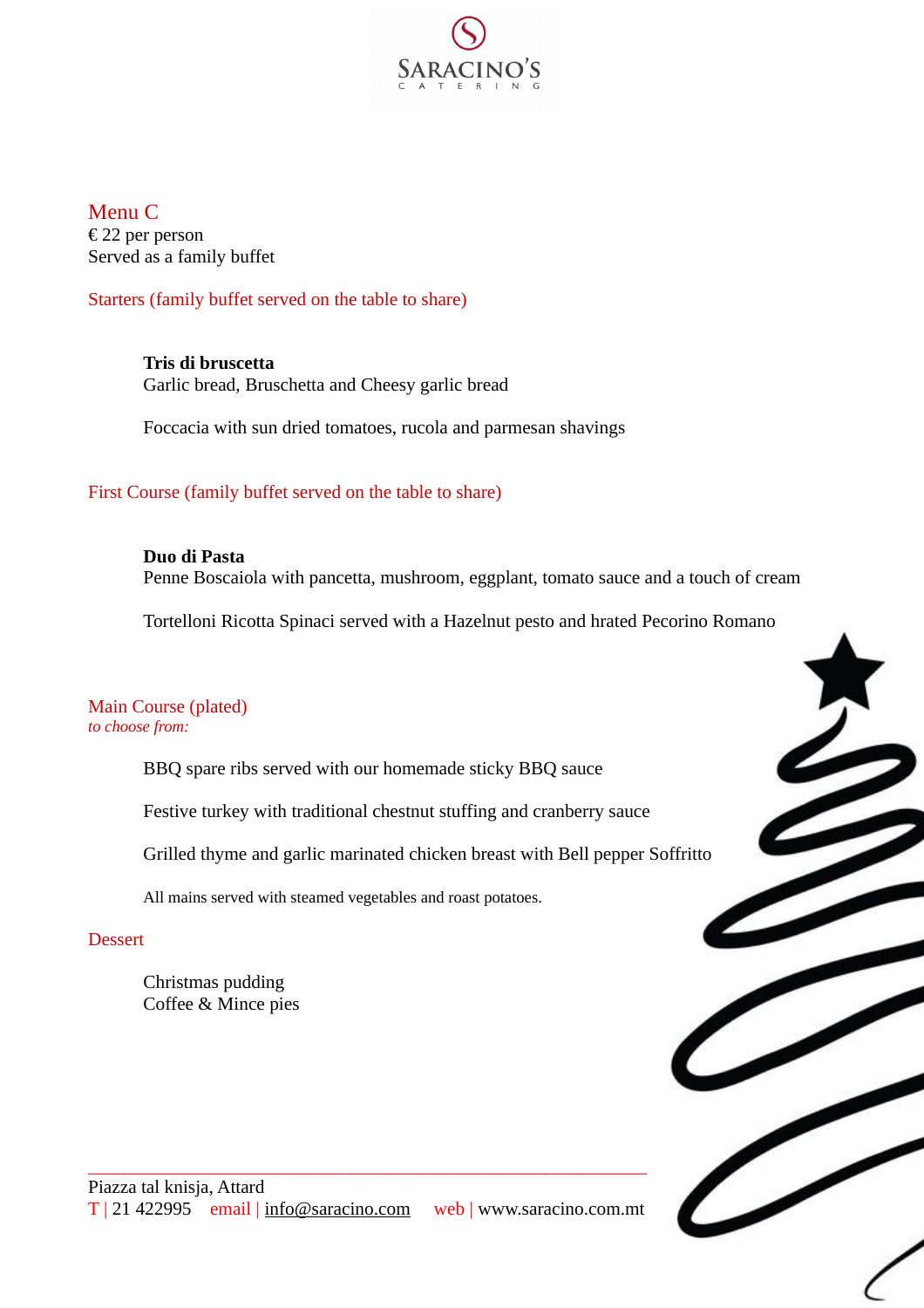SARACINO'S
CATERING

## Menu C

€ 22 per person
Served as a family buffet

### Starters (family buffet served on the table to share)

**Tris di bruscetta**
Garlic bread, Bruschetta and Cheesy garlic bread

Foccacia with sun dried tomatoes, rucola and parmesan shavings

### First Course (family buffet served on the table to share)

**Duo di Pasta**
Penne Boscaiola with pancetta, mushroom, eggplant, tomato sauce and a touch of cream

Tortelloni Ricotta Spinaci served with a Hazelnut pesto and hrated Pecorino Romano

### Main Course (plated)

*to choose from:*

BBQ spare ribs served with our homemade sticky BBQ sauce

Festive turkey with traditional chestnut stuffing and cranberry sauce

Grilled thyme and garlic marinated chicken breast with Bell pepper Soffritto

All mains served with steamed vegetables and roast potatoes.

### Dessert

Christmas pudding
Coffee & Mince pies

---

Piazza tal knisja, Attard
T | 21 422995    email | info@saracino.com    web | www.saracino.com.mt